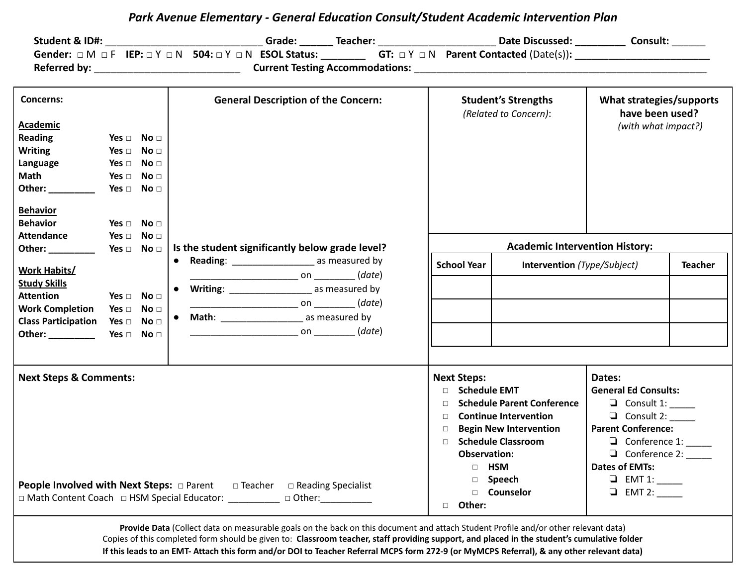# *Park Avenue Elementary - General Education Consult/Student Academic Intervention Plan*

**Student & ID#:** ____________________________ **Grade:** ______ **Teacher:** _____________________ **Date Discussed:** _________ **Consult:** ______

**Gender:** □ M □ F **IEP:** □ Y □ N **504:** □ Y □ N **ESOL Status:** ________ **GT:** □ Y □ N **Parent Contacted** (Date(s)): ________________________

**Referred by:** __________________________ **Current Testing Accommodations:** ________________________________________________________

**Concerns:**

**Academic**

| | | |
|---|---|---|
| **Reading** | **Yes □** | **No □** |
| **Writing** | **Yes □** | **No □** |
| **Language** | **Yes □** | **No □** |
| **Math** | **Yes □** | **No □** |
| **Other: _________** | **Yes □** | **No □** |

**Behavior**

| | | |
|---|---|---|
| **Behavior** | **Yes □** | **No □** |
| **Attendance** | **Yes □** | **No □** |
| **Other: _________** | **Yes □** | **No □** |

**Work Habits/ Study Skills**

| | | |
|---|---|---|
| **Attention** | **Yes □** | **No □** |
| **Work Completion** | **Yes □** | **No □** |
| **Class Participation** | **Yes □** | **No □** |
| **Other: _________** | **Yes □** | **No □** |

**General Description of the Concern:**

**Is the student significantly below grade level?**

- **Reading**: ________________ as measured by ______________________ on ________ (*date*)
- **Writing**: ________________ as measured by ______________________ on ________ (*date*)
- **Math**: ________________ as measured by ______________________ on ________ (*date*)

**Student's Strengths** *(Related to Concern)*:

**What strategies/supports have been used?** *(with what impact?)*

**Academic Intervention History:**

| School Year | Intervention *(Type/Subject)* | Teacher |
|---|---|---|
| | | |
| | | |
| | | |

**Next Steps & Comments:**

**People Involved with Next Steps:** □ Parent □ Teacher □ Reading Specialist □ Math Content Coach □ HSM Special Educator: __________ □ Other:__________

**Next Steps:**

- □ **Schedule EMT**
- □ **Schedule Parent Conference**
- □ **Continue Intervention**
- □ **Begin New Intervention**
- □ **Schedule Classroom Observation:**
  - □ **HSM**
  - □ **Speech**
  - □ **Counselor**
- □ **Other:**

**Dates:**

**General Ed Consults:**
- ❏ Consult 1: _____
- ❏ Consult 2: _____

**Parent Conference:**
- ❏ Conference 1: _____
- ❏ Conference 2: _____

**Dates of EMTs:**
- ❏ EMT 1: _____
- ❏ EMT 2: _____

**Provide Data** (Collect data on measurable goals on the back on this document and attach Student Profile and/or other relevant data)

Copies of this completed form should be given to: **Classroom teacher, staff providing support, and placed in the student's cumulative folder**

**If this leads to an EMT- Attach this form and/or DOI to Teacher Referral MCPS form 272-9 (or MyMCPS Referral), & any other relevant data)**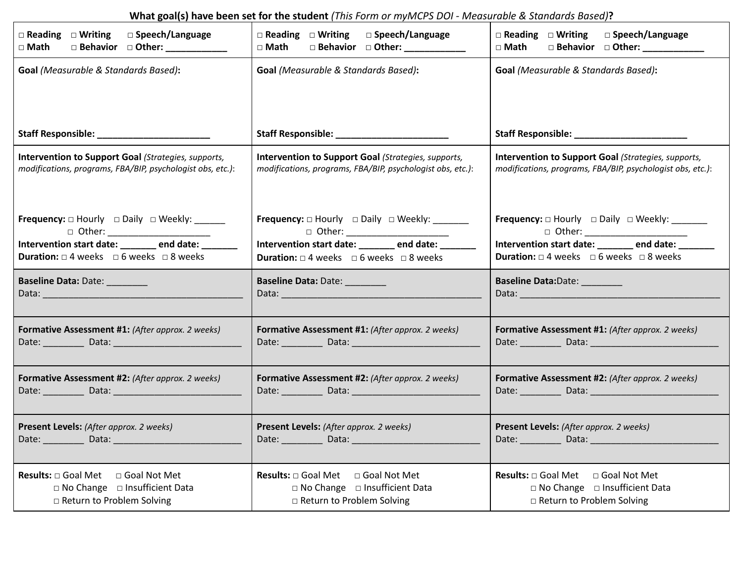**What goal(s) have been set for the student** *(This Form or myMCPS DOI - Measurable & Standards Based)***?**

| | | |
|---|---|---|
| ☐ **Reading** ☐ **Writing** ☐ **Speech/Language**<br>☐ **Math** ☐ **Behavior** ☐ **Other: ____________** | ☐ **Reading** ☐ **Writing** ☐ **Speech/Language**<br>☐ **Math** ☐ **Behavior** ☐ **Other: ____________** | ☐ **Reading** ☐ **Writing** ☐ **Speech/Language**<br>☐ **Math** ☐ **Behavior** ☐ **Other: ____________** |
| **Goal** *(Measurable & Standards Based)***:**<br><br>**Staff Responsible: ______________________** | **Goal** *(Measurable & Standards Based)***:**<br><br>**Staff Responsible: ______________________** | **Goal** *(Measurable & Standards Based)***:**<br><br>**Staff Responsible: ______________________** |
| **Intervention to Support Goal** *(Strategies, supports, modifications, programs, FBA/BIP, psychologist obs, etc.)*:<br><br>**Frequency:** ☐ Hourly ☐ Daily ☐ Weekly: ______<br>☐ Other: ____________________<br>**Intervention start date: _______ end date: _______**<br>**Duration:** ☐ 4 weeks ☐ 6 weeks ☐ 8 weeks | **Intervention to Support Goal** *(Strategies, supports, modifications, programs, FBA/BIP, psychologist obs, etc.)*:<br><br>**Frequency:** ☐ Hourly ☐ Daily ☐ Weekly: _______<br>☐ Other: ____________________<br>**Intervention start date: _______ end date: _______**<br>**Duration:** ☐ 4 weeks ☐ 6 weeks ☐ 8 weeks | **Intervention to Support Goal** *(Strategies, supports, modifications, programs, FBA/BIP, psychologist obs, etc.)*:<br><br>**Frequency:** ☐ Hourly ☐ Daily ☐ Weekly: _______<br>☐ Other: ____________________<br>**Intervention start date: _______ end date: _______**<br>**Duration:** ☐ 4 weeks ☐ 6 weeks ☐ 8 weeks |
| **Baseline Data:** Date: ________<br>Data: ________________________________________ | **Baseline Data:** Date: ________<br>Data: ________________________________________ | **Baseline Data:**Date: ________<br>Data: ________________________________________ |
| **Formative Assessment #1:** *(After approx. 2 weeks)*<br>Date: ________ Data: __________________________ | **Formative Assessment #1:** *(After approx. 2 weeks)*<br>Date: ________ Data: __________________________ | **Formative Assessment #1:** *(After approx. 2 weeks)*<br>Date: ________ Data: __________________________ |
| **Formative Assessment #2:** *(After approx. 2 weeks)*<br>Date: ________ Data: __________________________ | **Formative Assessment #2:** *(After approx. 2 weeks)*<br>Date: ________ Data: __________________________ | **Formative Assessment #2:** *(After approx. 2 weeks)*<br>Date: ________ Data: __________________________ |
| **Present Levels:** *(After approx. 2 weeks)*<br>Date: ________ Data: __________________________ | **Present Levels:** *(After approx. 2 weeks)*<br>Date: ________ Data: __________________________ | **Present Levels:** *(After approx. 2 weeks)*<br>Date: ________ Data: __________________________ |
| **Results:** ☐ Goal Met ☐ Goal Not Met<br>☐ No Change ☐ Insufficient Data<br>☐ Return to Problem Solving | **Results:** ☐ Goal Met ☐ Goal Not Met<br>☐ No Change ☐ Insufficient Data<br>☐ Return to Problem Solving | **Results:** ☐ Goal Met ☐ Goal Not Met<br>☐ No Change ☐ Insufficient Data<br>☐ Return to Problem Solving |